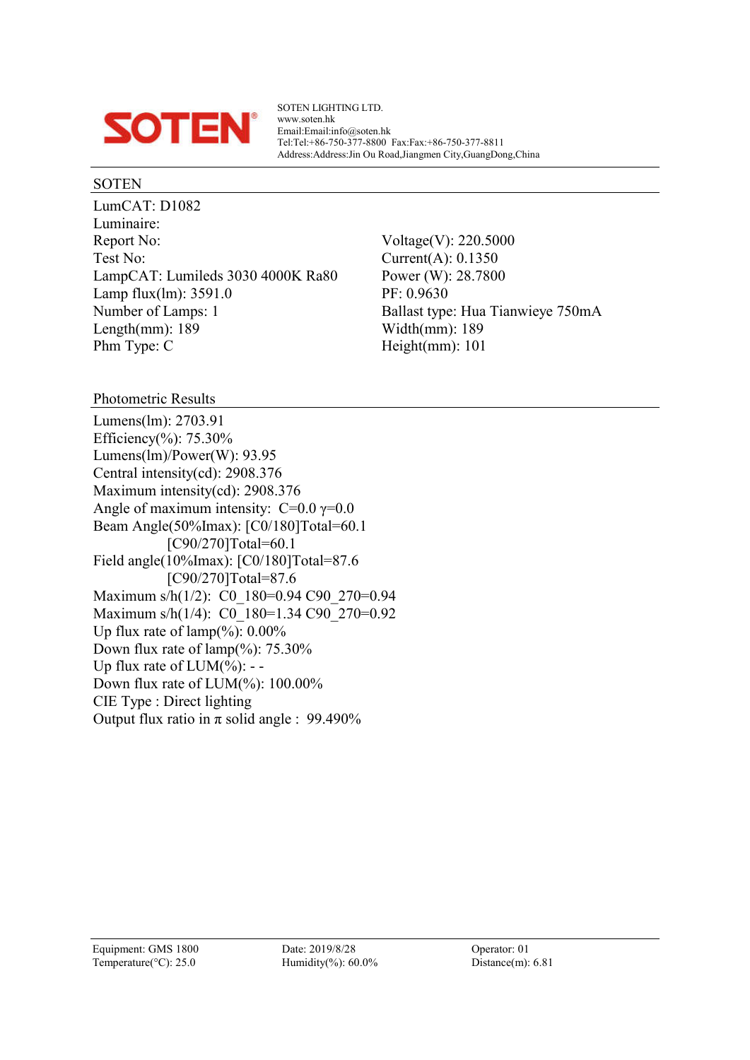SOTEN

SOTEN LIGHTING LTD.
www.soten.hk
Email:Email:info@soten.hk
Tel:Tel:+86-750-377-8800 Fax:Fax:+86-750-377-8811
Address:Address:Jin Ou Road,Jiangmen City,GuangDong,China

## SOTEN

LumCAT: D1082
Luminaire:
Report No:
Test No:
LampCAT: Lumileds 3030 4000K Ra80
Lamp flux(lm): 3591.0
Number of Lamps: 1
Length(mm): 189
Phm Type: C

Voltage(V): 220.5000
Current(A): 0.1350
Power (W): 28.7800
PF: 0.9630
Ballast type: Hua Tianwieye 750mA
Width(mm): 189
Height(mm): 101

## Photometric Results

Lumens(lm): 2703.91
Efficiency(%): 75.30%
Lumens(lm)/Power(W): 93.95
Central intensity(cd): 2908.376
Maximum intensity(cd): 2908.376
Angle of maximum intensity: C=0.0 γ=0.0
Beam Angle(50%Imax): [C0/180]Total=60.1
[C90/270]Total=60.1
Field angle(10%Imax): [C0/180]Total=87.6
[C90/270]Total=87.6
Maximum s/h(1/2): C0_180=0.94 C90_270=0.94
Maximum s/h(1/4): C0_180=1.34 C90_270=0.92
Up flux rate of lamp(%): 0.00%
Down flux rate of lamp(%): 75.30%
Up flux rate of LUM(%): - -
Down flux rate of LUM(%): 100.00%
CIE Type : Direct lighting
Output flux ratio in π solid angle : 99.490%

Equipment: GMS 1800
Temperature(°C): 25.0
Date: 2019/8/28
Humidity(%): 60.0%
Operator: 01
Distance(m): 6.81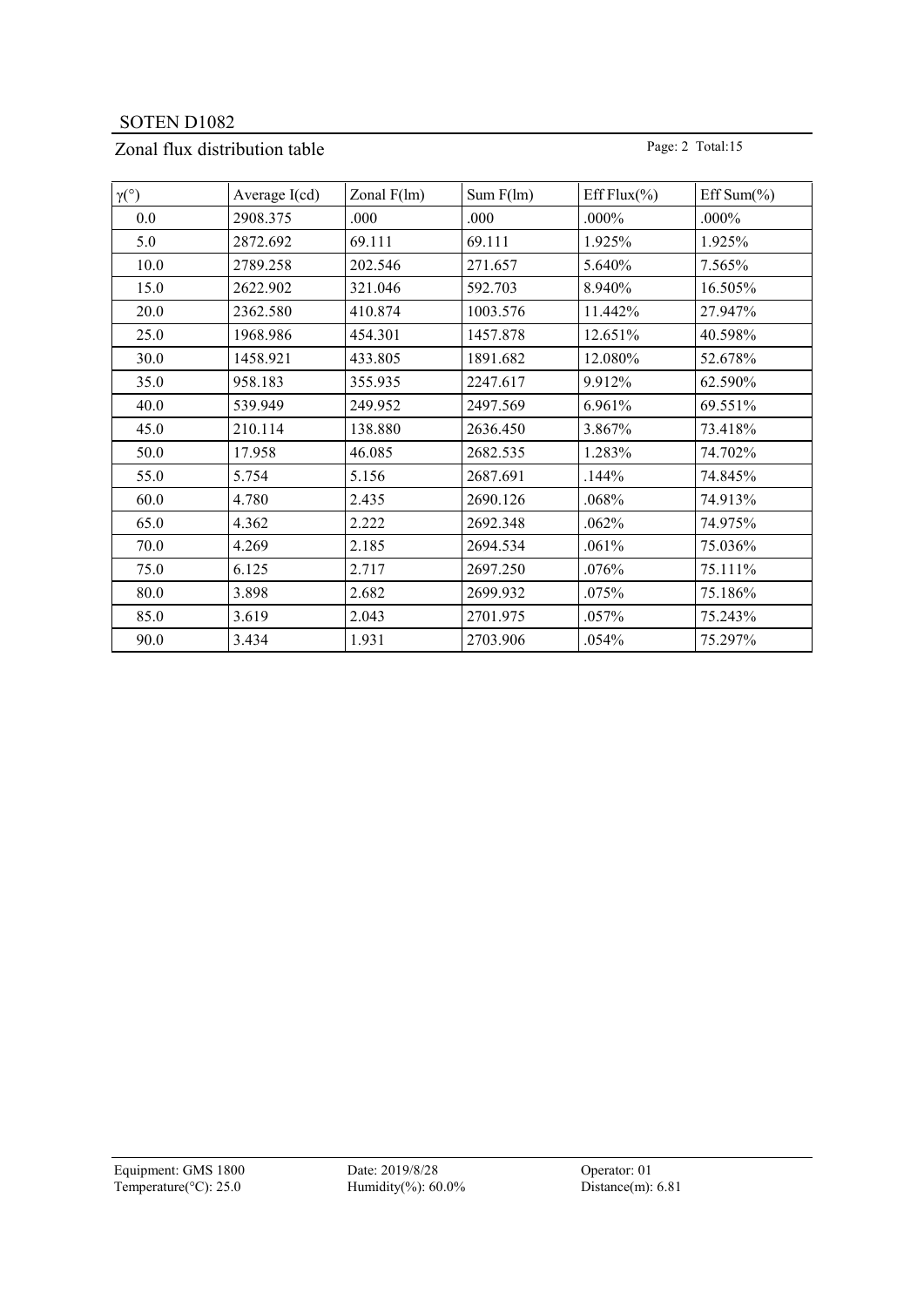SOTEN D1082

## Zonal flux distribution table

| γ(°) | Average I(cd) | Zonal F(lm) | Sum F(lm) | Eff Flux(%) | Eff Sum(%) |
|---|---|---|---|---|---|
| 0.0 | 2908.375 | .000 | .000 | .000% | .000% |
| 5.0 | 2872.692 | 69.111 | 69.111 | 1.925% | 1.925% |
| 10.0 | 2789.258 | 202.546 | 271.657 | 5.640% | 7.565% |
| 15.0 | 2622.902 | 321.046 | 592.703 | 8.940% | 16.505% |
| 20.0 | 2362.580 | 410.874 | 1003.576 | 11.442% | 27.947% |
| 25.0 | 1968.986 | 454.301 | 1457.878 | 12.651% | 40.598% |
| 30.0 | 1458.921 | 433.805 | 1891.682 | 12.080% | 52.678% |
| 35.0 | 958.183 | 355.935 | 2247.617 | 9.912% | 62.590% |
| 40.0 | 539.949 | 249.952 | 2497.569 | 6.961% | 69.551% |
| 45.0 | 210.114 | 138.880 | 2636.450 | 3.867% | 73.418% |
| 50.0 | 17.958 | 46.085 | 2682.535 | 1.283% | 74.702% |
| 55.0 | 5.754 | 5.156 | 2687.691 | .144% | 74.845% |
| 60.0 | 4.780 | 2.435 | 2690.126 | .068% | 74.913% |
| 65.0 | 4.362 | 2.222 | 2692.348 | .062% | 74.975% |
| 70.0 | 4.269 | 2.185 | 2694.534 | .061% | 75.036% |
| 75.0 | 6.125 | 2.717 | 2697.250 | .076% | 75.111% |
| 80.0 | 3.898 | 2.682 | 2699.932 | .075% | 75.186% |
| 85.0 | 3.619 | 2.043 | 2701.975 | .057% | 75.243% |
| 90.0 | 3.434 | 1.931 | 2703.906 | .054% | 75.297% |

Equipment: GMS 1800 Date: 2019/8/28 Operator: 01
Temperature(°C): 25.0 Humidity(%): 60.0% Distance(m): 6.81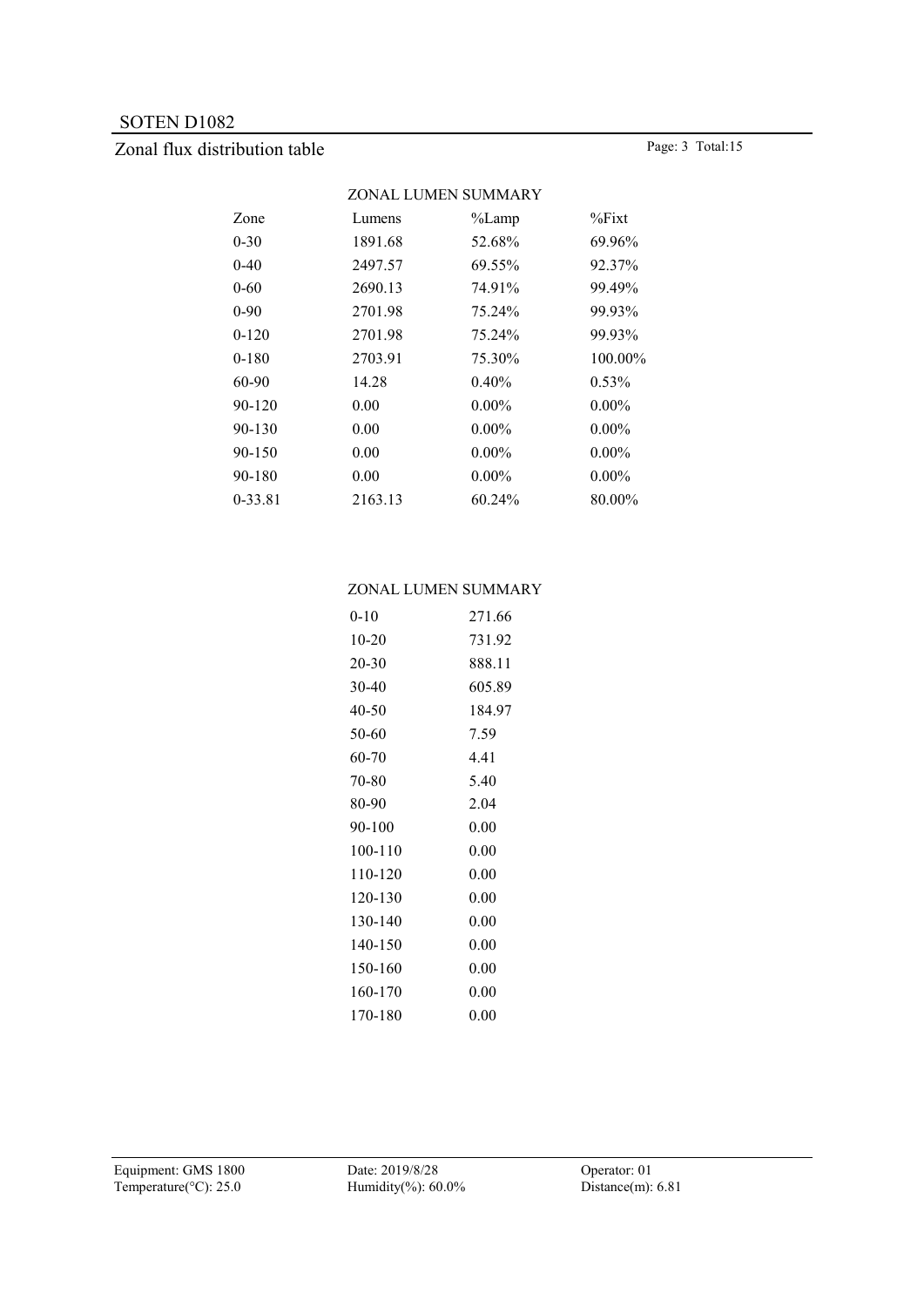# Zonal flux distribution table

## ZONAL LUMEN SUMMARY

| Zone | Lumens | %Lamp | %Fixt |
| --- | --- | --- | --- |
| 0-30 | 1891.68 | 52.68% | 69.96% |
| 0-40 | 2497.57 | 69.55% | 92.37% |
| 0-60 | 2690.13 | 74.91% | 99.49% |
| 0-90 | 2701.98 | 75.24% | 99.93% |
| 0-120 | 2701.98 | 75.24% | 99.93% |
| 0-180 | 2703.91 | 75.30% | 100.00% |
| 60-90 | 14.28 | 0.40% | 0.53% |
| 90-120 | 0.00 | 0.00% | 0.00% |
| 90-130 | 0.00 | 0.00% | 0.00% |
| 90-150 | 0.00 | 0.00% | 0.00% |
| 90-180 | 0.00 | 0.00% | 0.00% |
| 0-33.81 | 2163.13 | 60.24% | 80.00% |

## ZONAL LUMEN SUMMARY

| Zone | Lumens |
| --- | --- |
| 0-10 | 271.66 |
| 10-20 | 731.92 |
| 20-30 | 888.11 |
| 30-40 | 605.89 |
| 40-50 | 184.97 |
| 50-60 | 7.59 |
| 60-70 | 4.41 |
| 70-80 | 5.40 |
| 80-90 | 2.04 |
| 90-100 | 0.00 |
| 100-110 | 0.00 |
| 110-120 | 0.00 |
| 120-130 | 0.00 |
| 130-140 | 0.00 |
| 140-150 | 0.00 |
| 150-160 | 0.00 |
| 160-170 | 0.00 |
| 170-180 | 0.00 |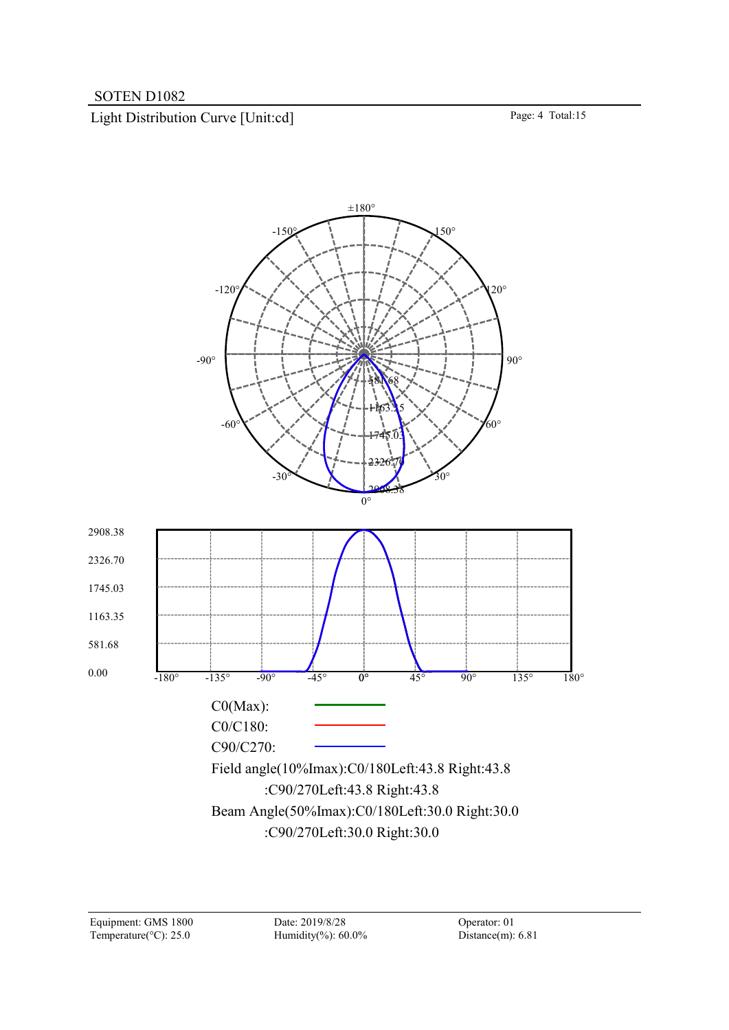SOTEN D1082

## Light Distribution Curve [Unit:cd]

C0(Max):

C0/C180:

C90/C270:

Field angle(10%Imax):C0/180Left:43.8 Right:43.8

:C90/270Left:43.8 Right:43.8

Beam Angle(50%Imax):C0/180Left:30.0 Right:30.0

:C90/270Left:30.0 Right:30.0

| Equipment: GMS 1800 | Date: 2019/8/28 | Operator: 01 |
|---|---|---|
| Temperature(°C): 25.0 | Humidity(%): 60.0% | Distance(m): 6.81 |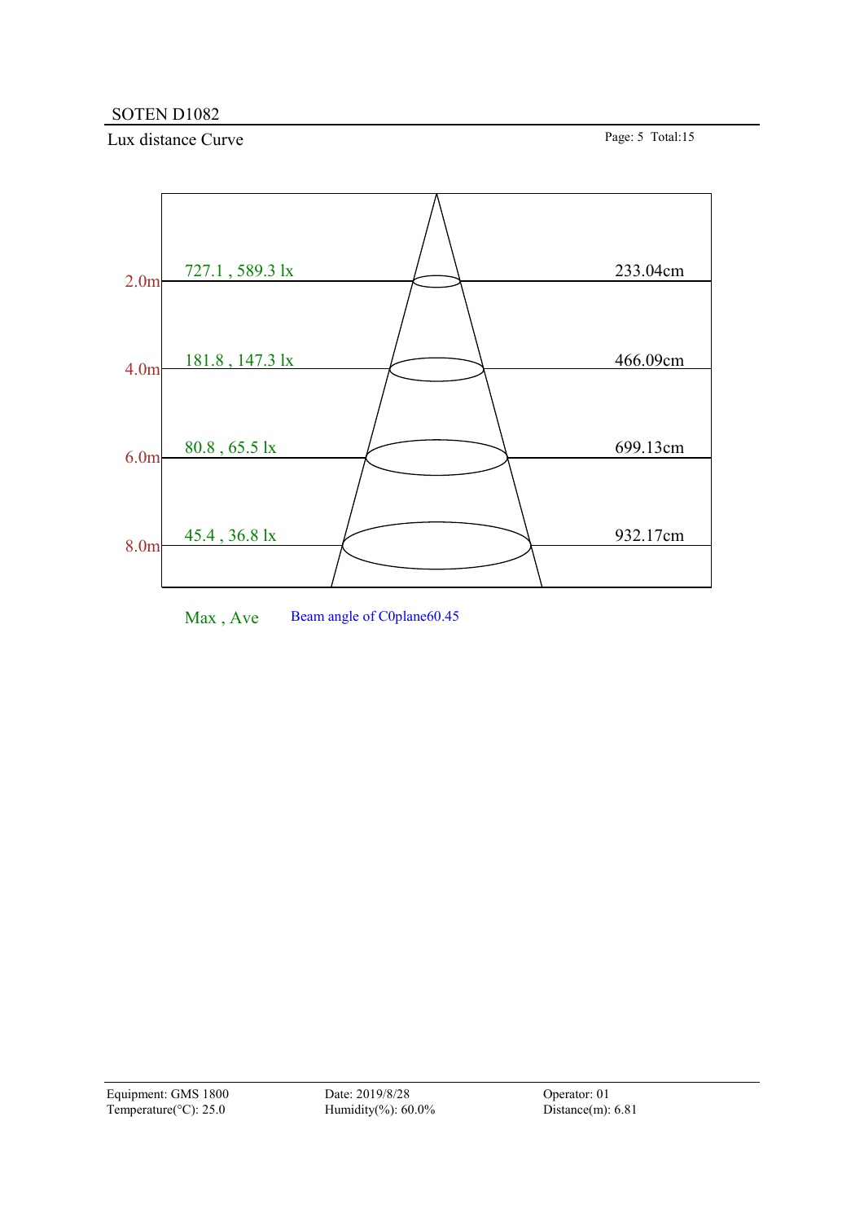SOTEN D1082

## Lux distance Curve

| Distance | Max , Ave | Diameter |
|---|---|---|
| 2.0m | 727.1 , 589.3 lx | 233.04cm |
| 4.0m | 181.8 , 147.3 lx | 466.09cm |
| 6.0m | 80.8 , 65.5 lx | 699.13cm |
| 8.0m | 45.4 , 36.8 lx | 932.17cm |

Max , Ave    Beam angle of C0plane60.45

Equipment: GMS 1800
Temperature(°C): 25.0
Date: 2019/8/28
Humidity(%): 60.0%
Operator: 01
Distance(m): 6.81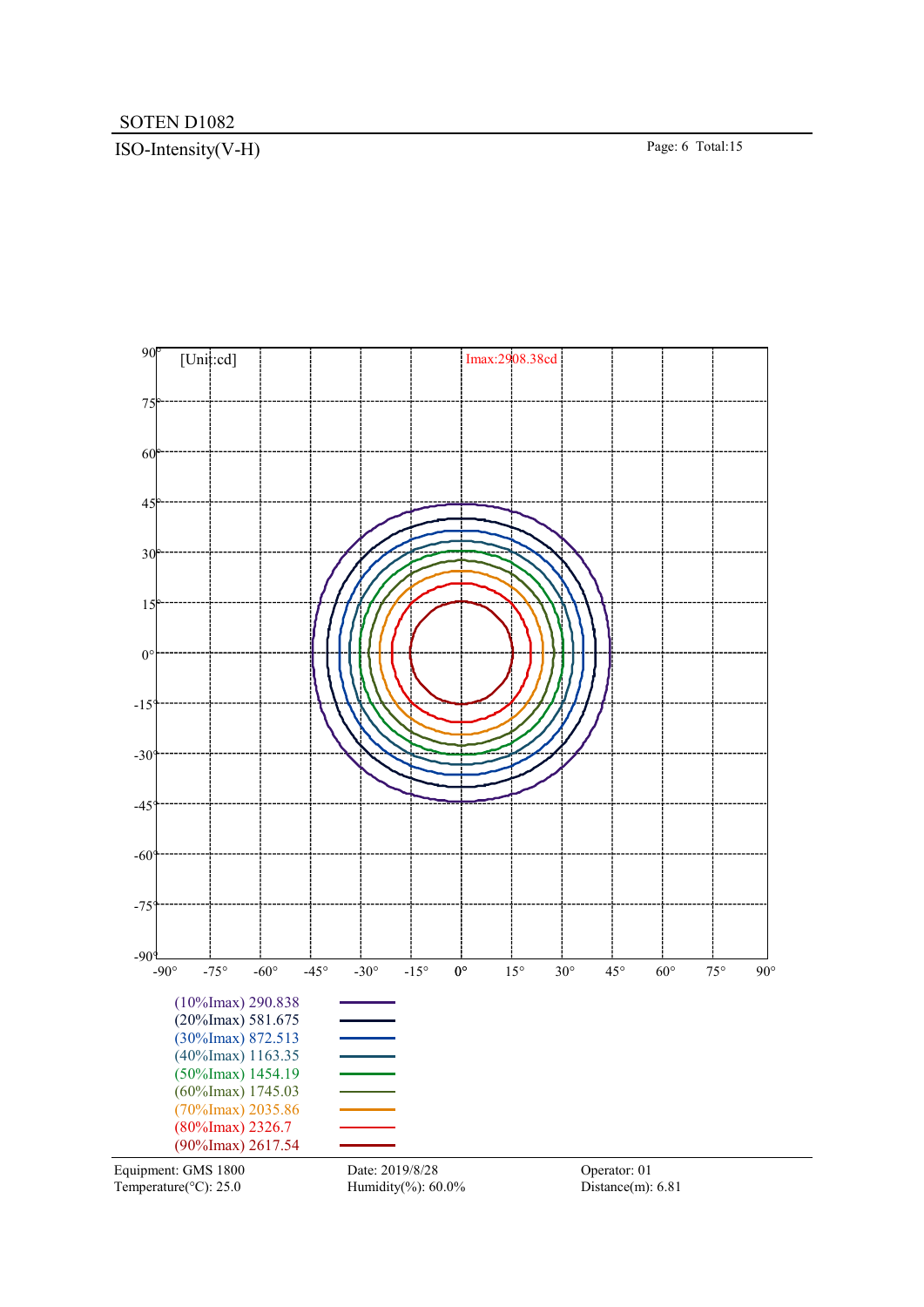SOTEN D1082

## ISO-Intensity(V-H)

[Unit:cd]

Imax:2908.38cd

| Level | Value |
|---|---|
| (10%Imax) | 290.838 |
| (20%Imax) | 581.675 |
| (30%Imax) | 872.513 |
| (40%Imax) | 1163.35 |
| (50%Imax) | 1454.19 |
| (60%Imax) | 1745.03 |
| (70%Imax) | 2035.86 |
| (80%Imax) | 2326.7 |
| (90%Imax) | 2617.54 |

Equipment: GMS 1800
Temperature(°C): 25.0
Date: 2019/8/28
Humidity(%): 60.0%
Operator: 01
Distance(m): 6.81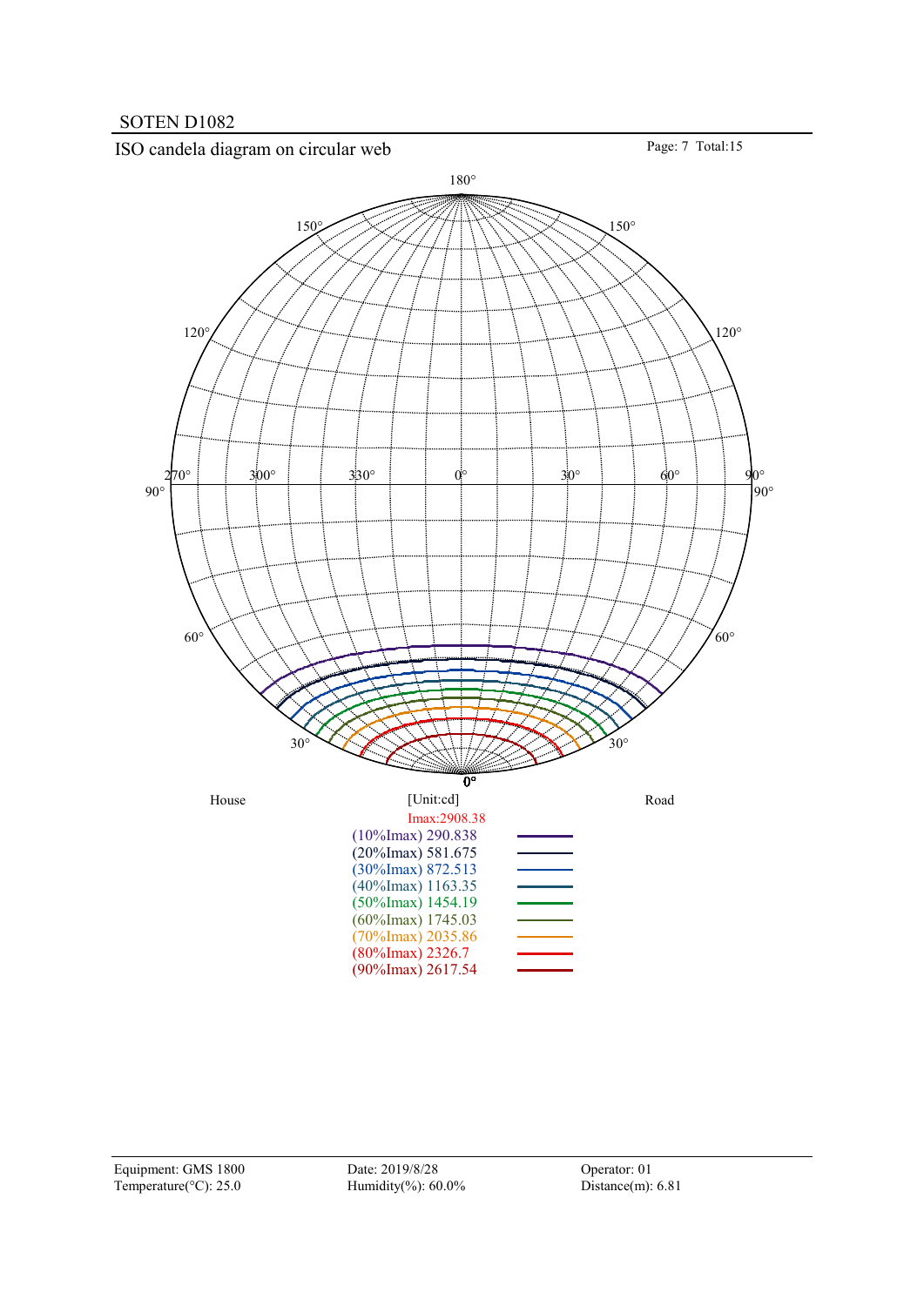SOTEN D1082

## ISO candela diagram on circular web

House [Unit:cd] Road

Imax:2908.38

| Level | Value |
|---|---|
| (10%Imax) | 290.838 |
| (20%Imax) | 581.675 |
| (30%Imax) | 872.513 |
| (40%Imax) | 1163.35 |
| (50%Imax) | 1454.19 |
| (60%Imax) | 1745.03 |
| (70%Imax) | 2035.86 |
| (80%Imax) | 2326.7 |
| (90%Imax) | 2617.54 |

Equipment: GMS 1800
Temperature(°C): 25.0
Date: 2019/8/28
Humidity(%): 60.0%
Operator: 01
Distance(m): 6.81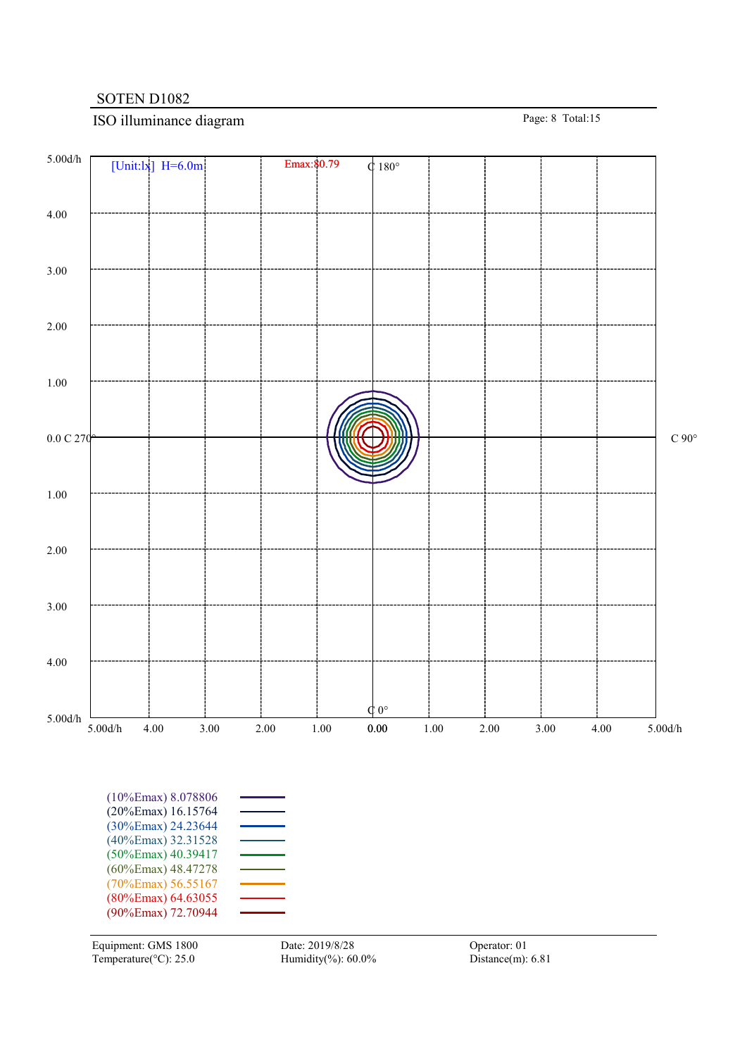SOTEN D1082

## ISO illuminance diagram

[Unit:lx] H=6.0m

Emax:80.79

C 180°

C 90°

0.0 C 270°

C 0°

5.00d/h, 4.00, 3.00, 2.00, 1.00, 0.00, 1.00, 2.00, 3.00, 4.00, 5.00d/h

(10%Emax) 8.078806
(20%Emax) 16.15764
(30%Emax) 24.23644
(40%Emax) 32.31528
(50%Emax) 40.39417
(60%Emax) 48.47278
(70%Emax) 56.55167
(80%Emax) 64.63055
(90%Emax) 72.70944

Equipment: GMS 1800
Temperature(°C): 25.0

Date: 2019/8/28
Humidity(%): 60.0%

Operator: 01
Distance(m): 6.81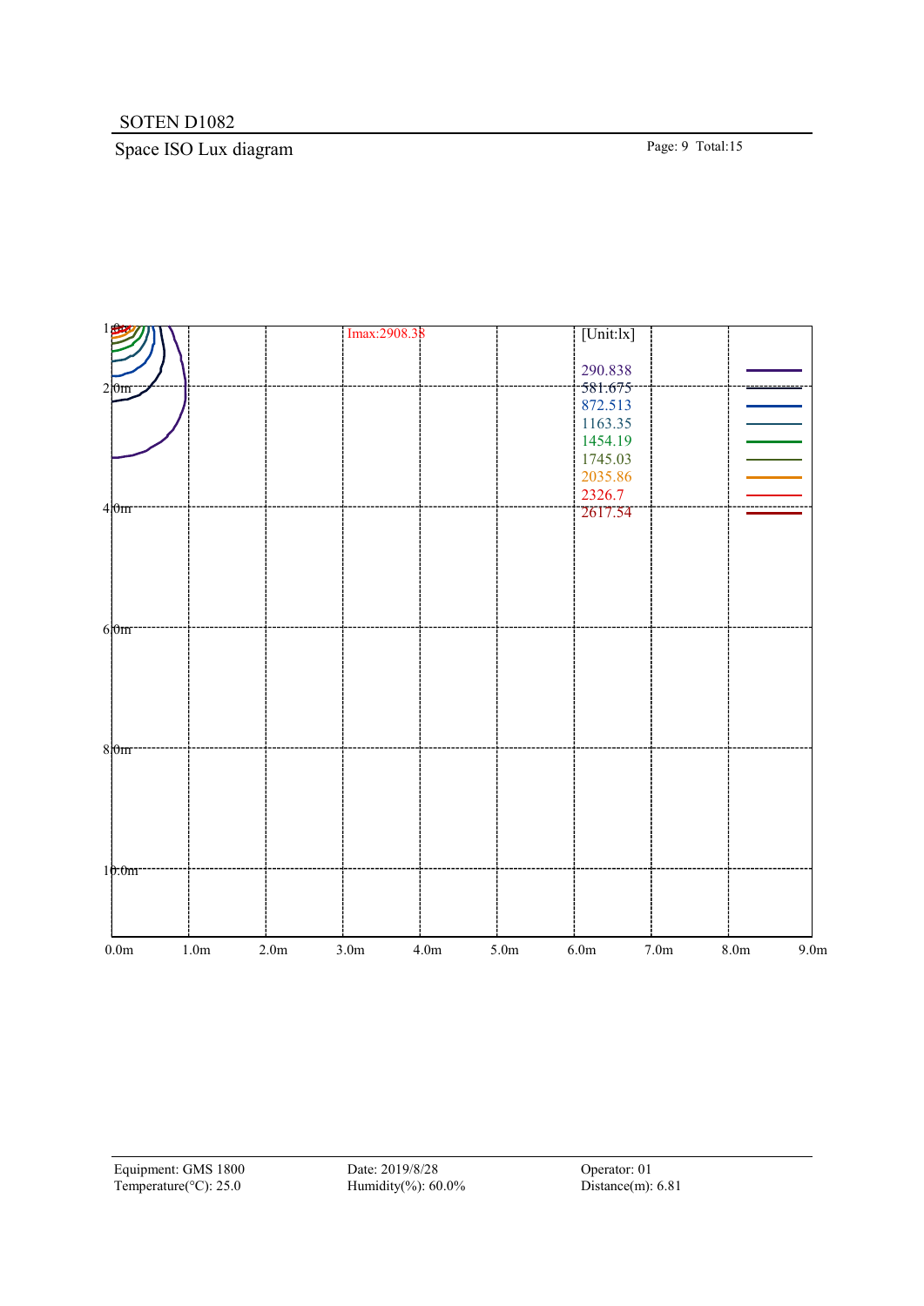SOTEN D1082

## Space ISO Lux diagram

Imax:2908.38

[Unit:lx]

| Value (lx) |
|---|
| 290.838 |
| 581.675 |
| 872.513 |
| 1163.35 |
| 1454.19 |
| 1745.03 |
| 2035.86 |
| 2326.7 |
| 2617.54 |

Vertical axis: 1.0m, 2.0m, 4.0m, 6.0m, 8.0m, 10.0m

Horizontal axis: 0.0m, 1.0m, 2.0m, 3.0m, 4.0m, 5.0m, 6.0m, 7.0m, 8.0m, 9.0m

Equipment: GMS 1800
Temperature(°C): 25.0

Date: 2019/8/28
Humidity(%): 60.0%

Operator: 01
Distance(m): 6.81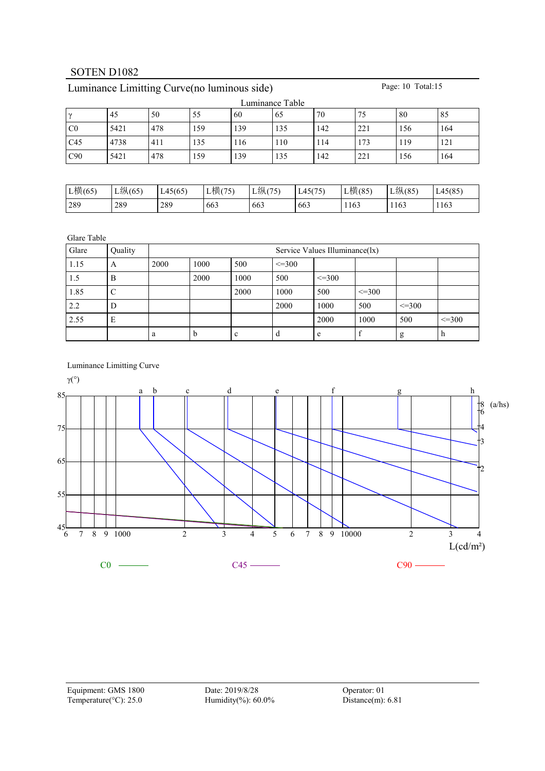SOTEN D1082

## Luminance Limitting Curve(no luminous side)

Luminance Table

| γ | 45 | 50 | 55 | 60 | 65 | 70 | 75 | 80 | 85 |
|---|---|---|---|---|---|---|---|---|---|
| C0 | 5421 | 478 | 159 | 139 | 135 | 142 | 221 | 156 | 164 |
| C45 | 4738 | 411 | 135 | 116 | 110 | 114 | 173 | 119 | 121 |
| C90 | 5421 | 478 | 159 | 139 | 135 | 142 | 221 | 156 | 164 |

| L横(65) | L纵(65) | L45(65) | L横(75) | L纵(75) | L45(75) | L横(85) | L纵(85) | L45(85) |
|---|---|---|---|---|---|---|---|---|
| 289 | 289 | 289 | 663 | 663 | 663 | 1163 | 1163 | 1163 |

Glare Table

| Glare | Quality | Service Values Illuminance(lx) | | | | | | | |
|---|---|---|---|---|---|---|---|---|---|
| 1.15 | A | 2000 | 1000 | 500 | <=300 | | | | |
| 1.5 | B | | 2000 | 1000 | 500 | <=300 | | | |
| 1.85 | C | | | 2000 | 1000 | 500 | <=300 | | |
| 2.2 | D | | | | 2000 | 1000 | 500 | <=300 | |
| 2.55 | E | | | | | 2000 | 1000 | 500 | <=300 |
| | | a | b | c | d | e | f | g | h |

Luminance Limitting Curve

γ(°)

L(cd/m²)

C0 ——— C45 ——— C90 ———

Equipment: GMS 1800
Temperature(°C): 25.0
Date: 2019/8/28
Humidity(%): 60.0%
Operator: 01
Distance(m): 6.81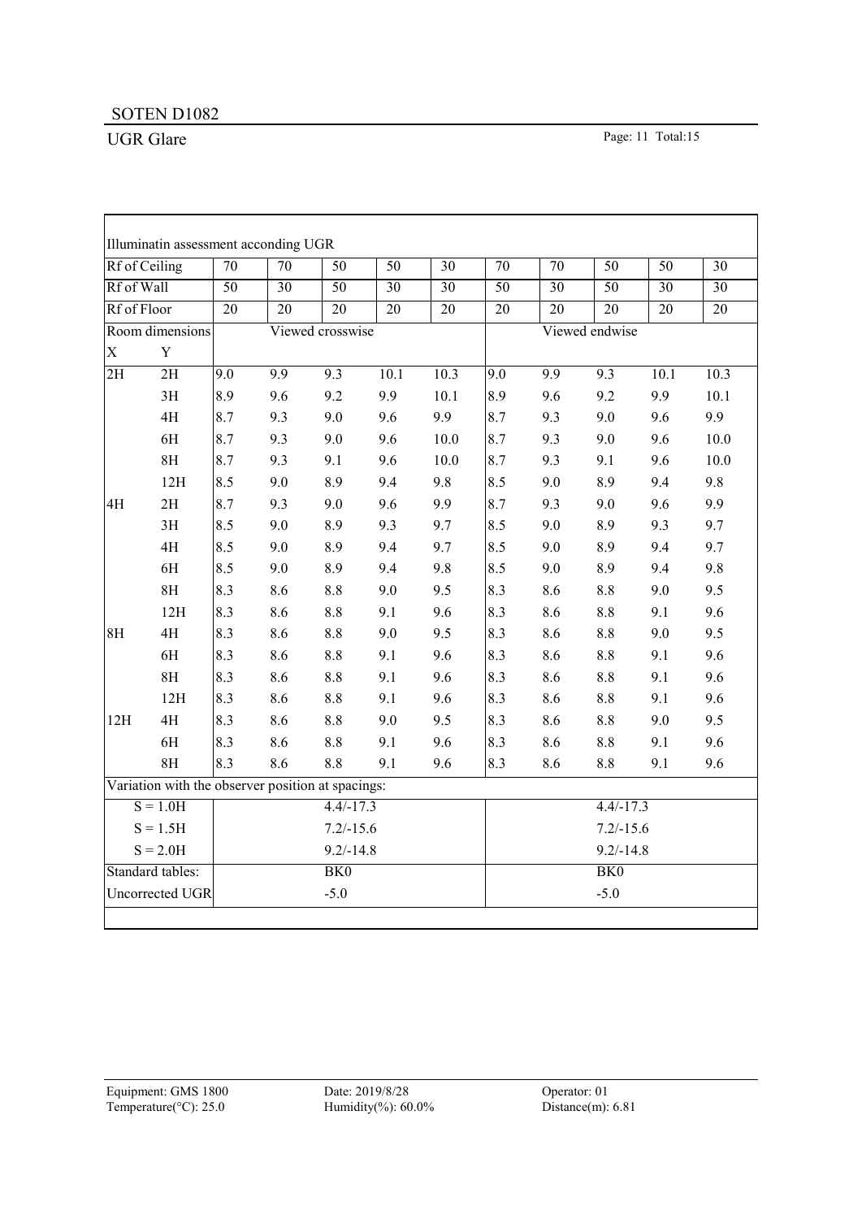SOTEN D1082

UGR Glare

| Illuminatin assessment acconding UGR | | | | | | | | | | | |
|---|---|---|---|---|---|---|---|---|---|---|---|
| Rf of Ceiling | | 70 | 70 | 50 | 50 | 30 | 70 | 70 | 50 | 50 | 30 |
| Rf of Wall | | 50 | 30 | 50 | 30 | 30 | 50 | 30 | 50 | 30 | 30 |
| Rf of Floor | | 20 | 20 | 20 | 20 | 20 | 20 | 20 | 20 | 20 | 20 |
| Room dimensions | | Viewed crosswise | | | | | Viewed endwise | | | | |
| X | Y | | | | | | | | | | |
| 2H | 2H | 9.0 | 9.9 | 9.3 | 10.1 | 10.3 | 9.0 | 9.9 | 9.3 | 10.1 | 10.3 |
| | 3H | 8.9 | 9.6 | 9.2 | 9.9 | 10.1 | 8.9 | 9.6 | 9.2 | 9.9 | 10.1 |
| | 4H | 8.7 | 9.3 | 9.0 | 9.6 | 9.9 | 8.7 | 9.3 | 9.0 | 9.6 | 9.9 |
| | 6H | 8.7 | 9.3 | 9.0 | 9.6 | 10.0 | 8.7 | 9.3 | 9.0 | 9.6 | 10.0 |
| | 8H | 8.7 | 9.3 | 9.1 | 9.6 | 10.0 | 8.7 | 9.3 | 9.1 | 9.6 | 10.0 |
| | 12H | 8.5 | 9.0 | 8.9 | 9.4 | 9.8 | 8.5 | 9.0 | 8.9 | 9.4 | 9.8 |
| 4H | 2H | 8.7 | 9.3 | 9.0 | 9.6 | 9.9 | 8.7 | 9.3 | 9.0 | 9.6 | 9.9 |
| | 3H | 8.5 | 9.0 | 8.9 | 9.3 | 9.7 | 8.5 | 9.0 | 8.9 | 9.3 | 9.7 |
| | 4H | 8.5 | 9.0 | 8.9 | 9.4 | 9.7 | 8.5 | 9.0 | 8.9 | 9.4 | 9.7 |
| | 6H | 8.5 | 9.0 | 8.9 | 9.4 | 9.8 | 8.5 | 9.0 | 8.9 | 9.4 | 9.8 |
| | 8H | 8.3 | 8.6 | 8.8 | 9.0 | 9.5 | 8.3 | 8.6 | 8.8 | 9.0 | 9.5 |
| | 12H | 8.3 | 8.6 | 8.8 | 9.1 | 9.6 | 8.3 | 8.6 | 8.8 | 9.1 | 9.6 |
| 8H | 4H | 8.3 | 8.6 | 8.8 | 9.0 | 9.5 | 8.3 | 8.6 | 8.8 | 9.0 | 9.5 |
| | 6H | 8.3 | 8.6 | 8.8 | 9.1 | 9.6 | 8.3 | 8.6 | 8.8 | 9.1 | 9.6 |
| | 8H | 8.3 | 8.6 | 8.8 | 9.1 | 9.6 | 8.3 | 8.6 | 8.8 | 9.1 | 9.6 |
| | 12H | 8.3 | 8.6 | 8.8 | 9.1 | 9.6 | 8.3 | 8.6 | 8.8 | 9.1 | 9.6 |
| 12H | 4H | 8.3 | 8.6 | 8.8 | 9.0 | 9.5 | 8.3 | 8.6 | 8.8 | 9.0 | 9.5 |
| | 6H | 8.3 | 8.6 | 8.8 | 9.1 | 9.6 | 8.3 | 8.6 | 8.8 | 9.1 | 9.6 |
| | 8H | 8.3 | 8.6 | 8.8 | 9.1 | 9.6 | 8.3 | 8.6 | 8.8 | 9.1 | 9.6 |
| Variation with the observer position at spacings: | | | | | | | | | | | |
| S = 1.0H | | 4.4/-17.3 | | | | | 4.4/-17.3 | | | | |
| S = 1.5H | | 7.2/-15.6 | | | | | 7.2/-15.6 | | | | |
| S = 2.0H | | 9.2/-14.8 | | | | | 9.2/-14.8 | | | | |
| Standard tables: | | BK0 | | | | | BK0 | | | | |
| Uncorrected UGR | | -5.0 | | | | | -5.0 | | | | |

Equipment: GMS 1800
Temperature(°C): 25.0

Date: 2019/8/28
Humidity(%): 60.0%

Operator: 01
Distance(m): 6.81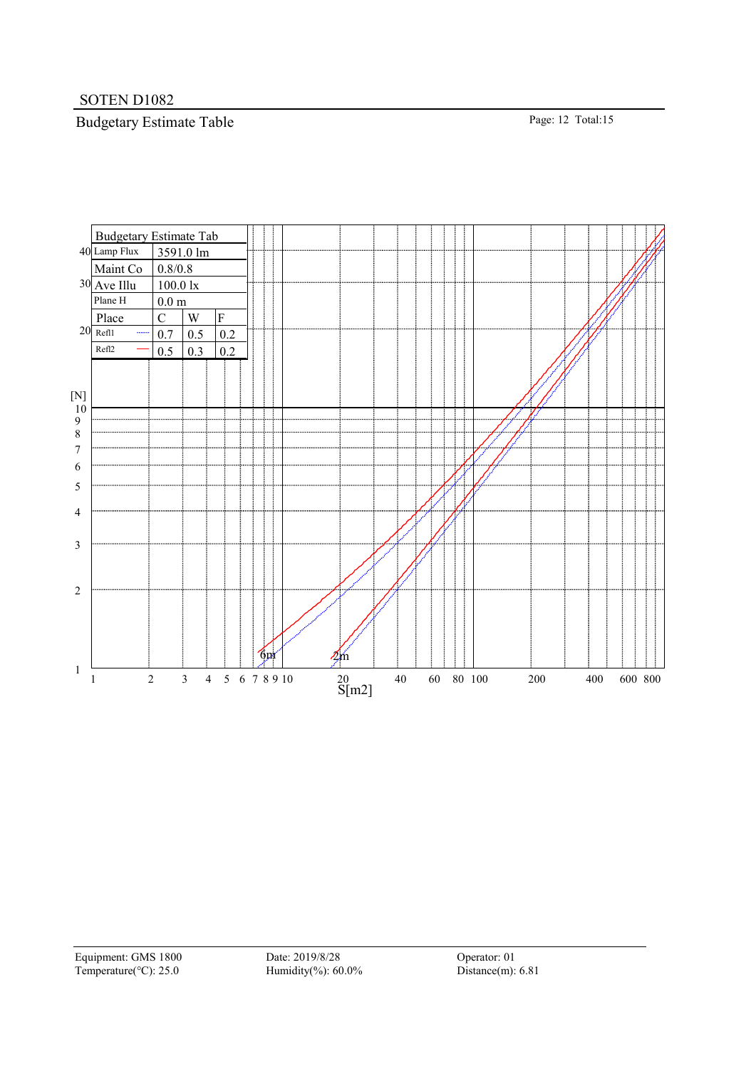SOTEN D1082

## Budgetary Estimate Table

| Budgetary Estimate Tab | | | |
|---|---|---|---|
| Lamp Flux | 3591.0 lm | | |
| Maint Co | 0.8/0.8 | | |
| Ave Illu | 100.0 lx | | |
| Plane H | 0.0 m | | |
| Place | C | W | F |
| Refl1 ······ | 0.7 | 0.5 | 0.2 |
| Refl2 —— | 0.5 | 0.3 | 0.2 |

[N] axis: 1, 2, 3, 4, 5, 6, 7, 8, 9, 10, 20, 30, 40

S[m2] axis: 1, 2, 3, 4, 5, 6, 7, 8, 9, 10, 20, 40, 60, 80, 100, 200, 400, 600, 800

Curve labels: 6m, 2m

Equipment: GMS 1800
Temperature(°C): 25.0

Date: 2019/8/28
Humidity(%): 60.0%

Operator: 01
Distance(m): 6.81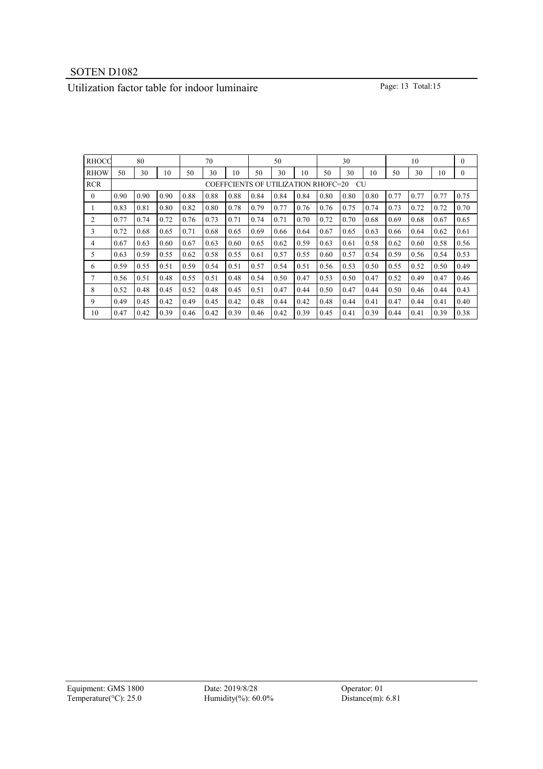# SOTEN D1082

## Utilization factor table for indoor luminaire

| RHOCC | 80 | | | 70 | | | 50 | | | 30 | | | 10 | | | 0 |
|---|---|---|---|---|---|---|---|---|---|---|---|---|---|---|---|---|
| RHOW | 50 | 30 | 10 | 50 | 30 | 10 | 50 | 30 | 10 | 50 | 30 | 10 | 50 | 30 | 10 | 0 |
| RCR | COEFFCIENTS OF UTILIZATION RHOFC=20 CU | | | | | | | | | | | | | | | |
| 0 | 0.90 | 0.90 | 0.90 | 0.88 | 0.88 | 0.88 | 0.84 | 0.84 | 0.84 | 0.80 | 0.80 | 0.80 | 0.77 | 0.77 | 0.77 | 0.75 |
| 1 | 0.83 | 0.81 | 0.80 | 0.82 | 0.80 | 0.78 | 0.79 | 0.77 | 0.76 | 0.76 | 0.75 | 0.74 | 0.73 | 0.72 | 0.72 | 0.70 |
| 2 | 0.77 | 0.74 | 0.72 | 0.76 | 0.73 | 0.71 | 0.74 | 0.71 | 0.70 | 0.72 | 0.70 | 0.68 | 0.69 | 0.68 | 0.67 | 0.65 |
| 3 | 0.72 | 0.68 | 0.65 | 0.71 | 0.68 | 0.65 | 0.69 | 0.66 | 0.64 | 0.67 | 0.65 | 0.63 | 0.66 | 0.64 | 0.62 | 0.61 |
| 4 | 0.67 | 0.63 | 0.60 | 0.67 | 0.63 | 0.60 | 0.65 | 0.62 | 0.59 | 0.63 | 0.61 | 0.58 | 0.62 | 0.60 | 0.58 | 0.56 |
| 5 | 0.63 | 0.59 | 0.55 | 0.62 | 0.58 | 0.55 | 0.61 | 0.57 | 0.55 | 0.60 | 0.57 | 0.54 | 0.59 | 0.56 | 0.54 | 0.53 |
| 6 | 0.59 | 0.55 | 0.51 | 0.59 | 0.54 | 0.51 | 0.57 | 0.54 | 0.51 | 0.56 | 0.53 | 0.50 | 0.55 | 0.52 | 0.50 | 0.49 |
| 7 | 0.56 | 0.51 | 0.48 | 0.55 | 0.51 | 0.48 | 0.54 | 0.50 | 0.47 | 0.53 | 0.50 | 0.47 | 0.52 | 0.49 | 0.47 | 0.46 |
| 8 | 0.52 | 0.48 | 0.45 | 0.52 | 0.48 | 0.45 | 0.51 | 0.47 | 0.44 | 0.50 | 0.47 | 0.44 | 0.50 | 0.46 | 0.44 | 0.43 |
| 9 | 0.49 | 0.45 | 0.42 | 0.49 | 0.45 | 0.42 | 0.48 | 0.44 | 0.42 | 0.48 | 0.44 | 0.41 | 0.47 | 0.44 | 0.41 | 0.40 |
| 10 | 0.47 | 0.42 | 0.39 | 0.46 | 0.42 | 0.39 | 0.46 | 0.42 | 0.39 | 0.45 | 0.41 | 0.39 | 0.44 | 0.41 | 0.39 | 0.38 |

Equipment: GMS 1800
Temperature(°C): 25.0
Date: 2019/8/28
Humidity(%): 60.0%
Operator: 01
Distance(m): 6.81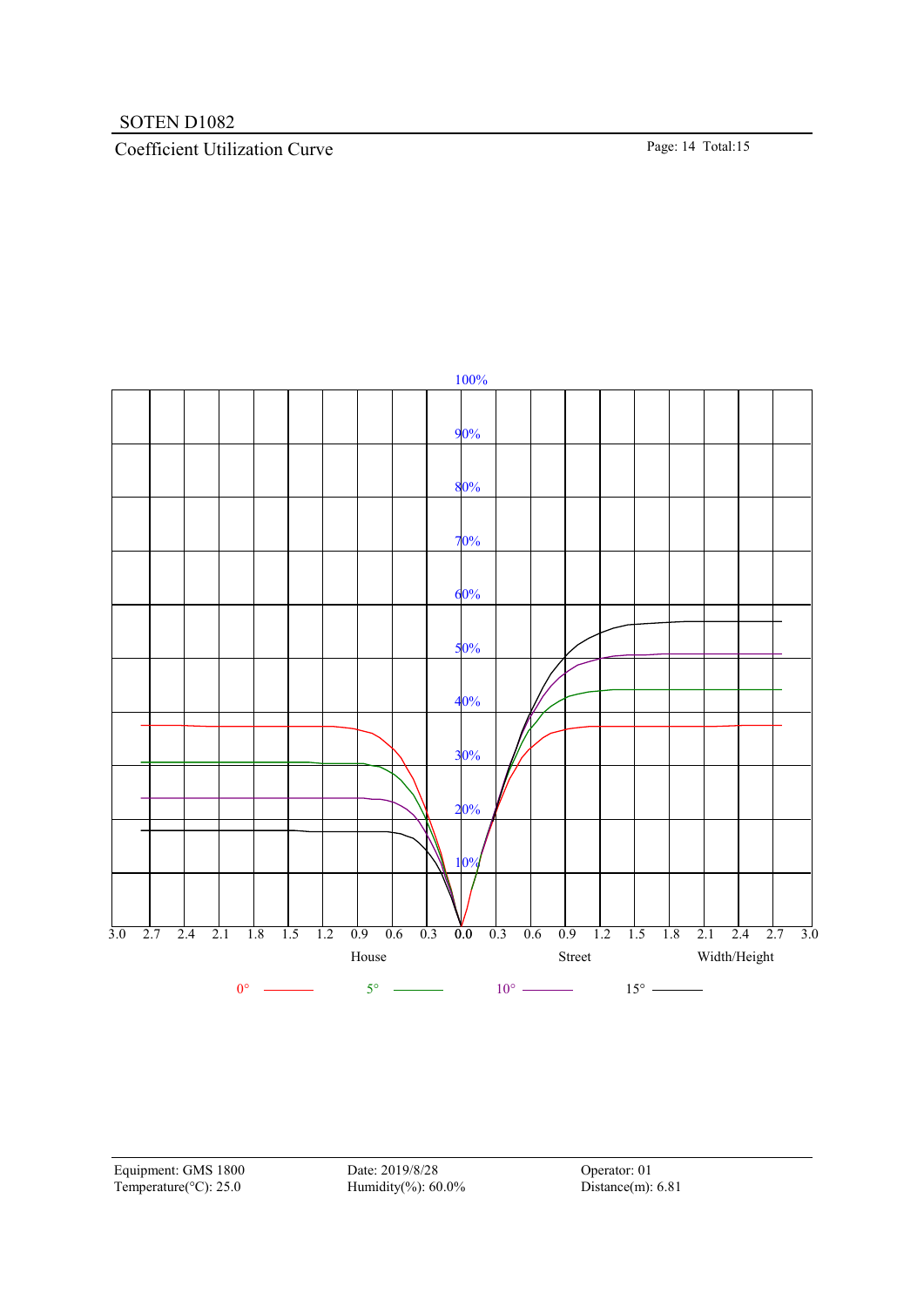SOTEN D1082

## Coefficient Utilization Curve

100%
90%
80%
70%
60%
50%
40%
30%
20%
10%

3.0 2.7 2.4 2.1 1.8 1.5 1.2 0.9 0.6 0.3 0.0 0.3 0.6 0.9 1.2 1.5 1.8 2.1 2.4 2.7 3.0

House Street Width/Height

0° 5° 10° 15°

| Equipment: GMS 1800 | Date: 2019/8/28 | Operator: 01 |
|---|---|---|
| Temperature(°C): 25.0 | Humidity(%): 60.0% | Distance(m): 6.81 |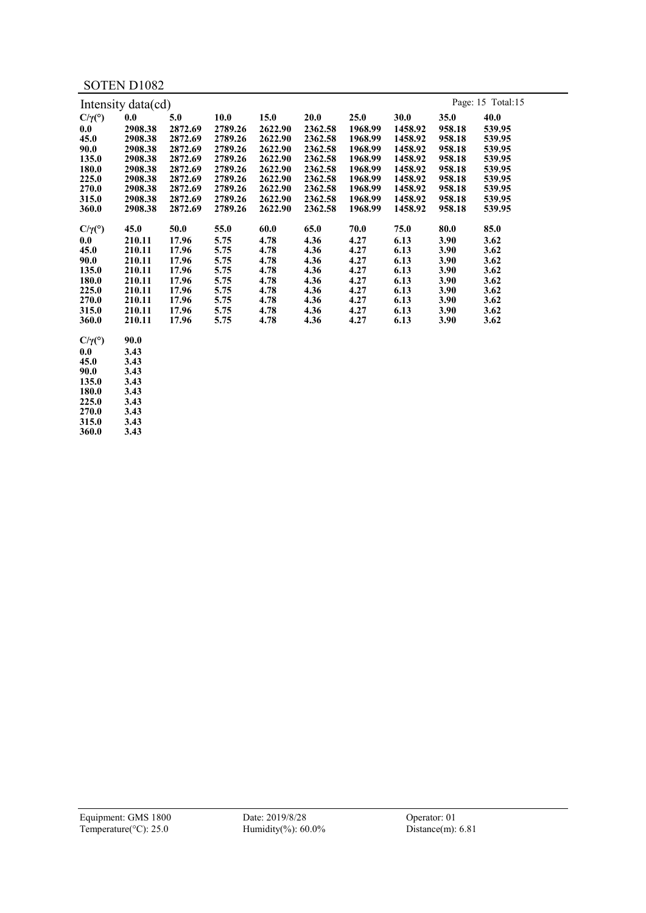SOTEN D1082

Intensity data(cd)

| C/γ(°) | 0.0 | 5.0 | 10.0 | 15.0 | 20.0 | 25.0 | 30.0 | 35.0 | 40.0 |
|---|---|---|---|---|---|---|---|---|---|
| 0.0 | 2908.38 | 2872.69 | 2789.26 | 2622.90 | 2362.58 | 1968.99 | 1458.92 | 958.18 | 539.95 |
| 45.0 | 2908.38 | 2872.69 | 2789.26 | 2622.90 | 2362.58 | 1968.99 | 1458.92 | 958.18 | 539.95 |
| 90.0 | 2908.38 | 2872.69 | 2789.26 | 2622.90 | 2362.58 | 1968.99 | 1458.92 | 958.18 | 539.95 |
| 135.0 | 2908.38 | 2872.69 | 2789.26 | 2622.90 | 2362.58 | 1968.99 | 1458.92 | 958.18 | 539.95 |
| 180.0 | 2908.38 | 2872.69 | 2789.26 | 2622.90 | 2362.58 | 1968.99 | 1458.92 | 958.18 | 539.95 |
| 225.0 | 2908.38 | 2872.69 | 2789.26 | 2622.90 | 2362.58 | 1968.99 | 1458.92 | 958.18 | 539.95 |
| 270.0 | 2908.38 | 2872.69 | 2789.26 | 2622.90 | 2362.58 | 1968.99 | 1458.92 | 958.18 | 539.95 |
| 315.0 | 2908.38 | 2872.69 | 2789.26 | 2622.90 | 2362.58 | 1968.99 | 1458.92 | 958.18 | 539.95 |
| 360.0 | 2908.38 | 2872.69 | 2789.26 | 2622.90 | 2362.58 | 1968.99 | 1458.92 | 958.18 | 539.95 |

| C/γ(°) | 45.0 | 50.0 | 55.0 | 60.0 | 65.0 | 70.0 | 75.0 | 80.0 | 85.0 |
|---|---|---|---|---|---|---|---|---|---|
| 0.0 | 210.11 | 17.96 | 5.75 | 4.78 | 4.36 | 4.27 | 6.13 | 3.90 | 3.62 |
| 45.0 | 210.11 | 17.96 | 5.75 | 4.78 | 4.36 | 4.27 | 6.13 | 3.90 | 3.62 |
| 90.0 | 210.11 | 17.96 | 5.75 | 4.78 | 4.36 | 4.27 | 6.13 | 3.90 | 3.62 |
| 135.0 | 210.11 | 17.96 | 5.75 | 4.78 | 4.36 | 4.27 | 6.13 | 3.90 | 3.62 |
| 180.0 | 210.11 | 17.96 | 5.75 | 4.78 | 4.36 | 4.27 | 6.13 | 3.90 | 3.62 |
| 225.0 | 210.11 | 17.96 | 5.75 | 4.78 | 4.36 | 4.27 | 6.13 | 3.90 | 3.62 |
| 270.0 | 210.11 | 17.96 | 5.75 | 4.78 | 4.36 | 4.27 | 6.13 | 3.90 | 3.62 |
| 315.0 | 210.11 | 17.96 | 5.75 | 4.78 | 4.36 | 4.27 | 6.13 | 3.90 | 3.62 |
| 360.0 | 210.11 | 17.96 | 5.75 | 4.78 | 4.36 | 4.27 | 6.13 | 3.90 | 3.62 |

| C/γ(°) | 90.0 |
|---|---|
| 0.0 | 3.43 |
| 45.0 | 3.43 |
| 90.0 | 3.43 |
| 135.0 | 3.43 |
| 180.0 | 3.43 |
| 225.0 | 3.43 |
| 270.0 | 3.43 |
| 315.0 | 3.43 |
| 360.0 | 3.43 |

Equipment: GMS 1800
Temperature(°C): 25.0

Date: 2019/8/28
Humidity(%): 60.0%

Operator: 01
Distance(m): 6.81